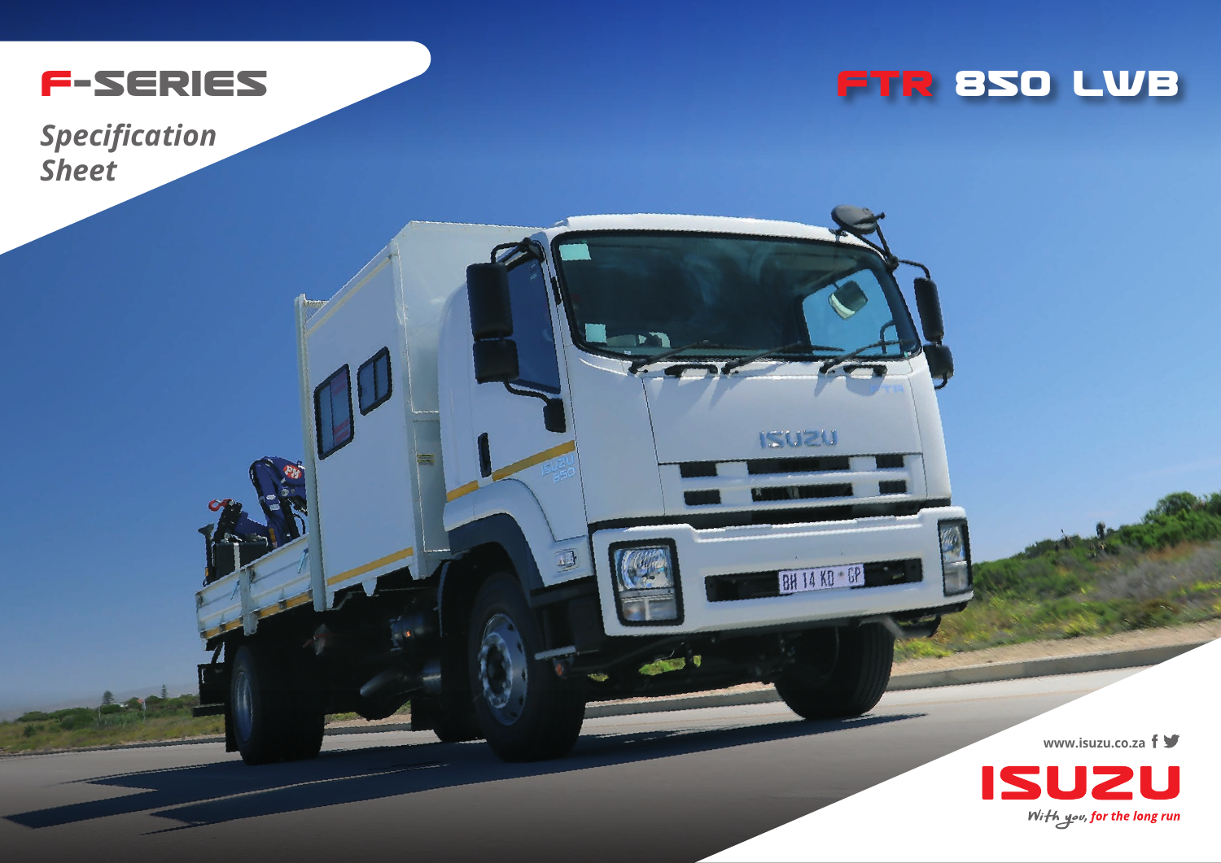# F-SERIES

*Specification Sheet*

# FTR 850 LWB

www.isuzu.co.za

ISUZU

*With you, for the long run*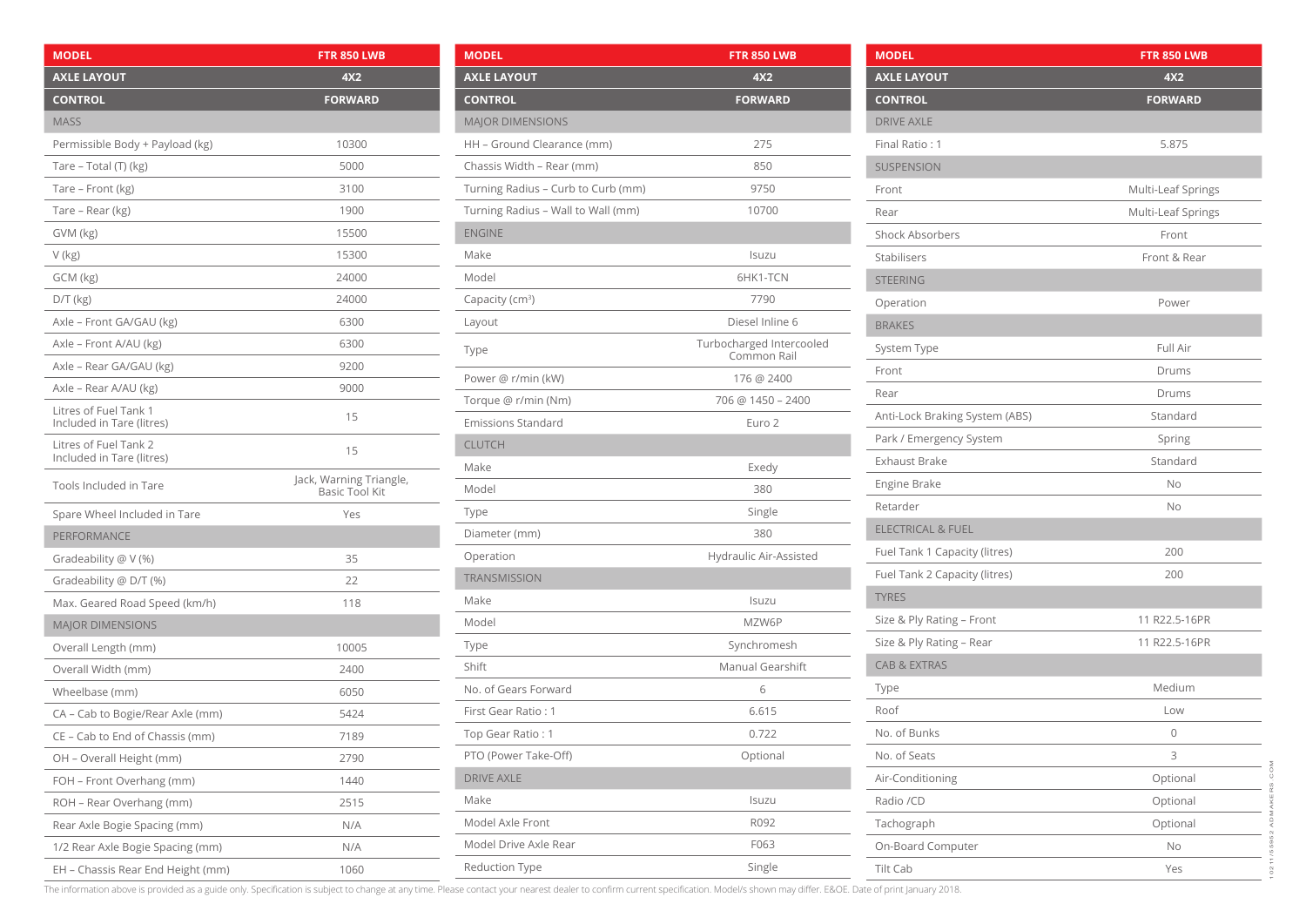| MODEL | FTR 850 LWB |
|---|---|
| AXLE LAYOUT | 4X2 |
| CONTROL | FORWARD |
| MASS | |
| Permissible Body + Payload (kg) | 10300 |
| Tare – Total (T) (kg) | 5000 |
| Tare – Front (kg) | 3100 |
| Tare – Rear (kg) | 1900 |
| GVM (kg) | 15500 |
| V (kg) | 15300 |
| GCM (kg) | 24000 |
| D/T (kg) | 24000 |
| Axle – Front GA/GAU (kg) | 6300 |
| Axle – Front A/AU (kg) | 6300 |
| Axle – Rear GA/GAU (kg) | 9200 |
| Axle – Rear A/AU (kg) | 9000 |
| Litres of Fuel Tank 1 Included in Tare (litres) | 15 |
| Litres of Fuel Tank 2 Included in Tare (litres) | 15 |
| Tools Included in Tare | Jack, Warning Triangle, Basic Tool Kit |
| Spare Wheel Included in Tare | Yes |
| PERFORMANCE | |
| Gradeability @ V (%) | 35 |
| Gradeability @ D/T (%) | 22 |
| Max. Geared Road Speed (km/h) | 118 |
| MAJOR DIMENSIONS | |
| Overall Length (mm) | 10005 |
| Overall Width (mm) | 2400 |
| Wheelbase (mm) | 6050 |
| CA – Cab to Bogie/Rear Axle (mm) | 5424 |
| CE – Cab to End of Chassis (mm) | 7189 |
| OH – Overall Height (mm) | 2790 |
| FOH – Front Overhang (mm) | 1440 |
| ROH – Rear Overhang (mm) | 2515 |
| Rear Axle Bogie Spacing (mm) | N/A |
| 1/2 Rear Axle Bogie Spacing (mm) | N/A |
| EH – Chassis Rear End Height (mm) | 1060 |

| MODEL | FTR 850 LWB |
|---|---|
| AXLE LAYOUT | 4X2 |
| CONTROL | FORWARD |
| MAJOR DIMENSIONS | |
| HH – Ground Clearance (mm) | 275 |
| Chassis Width – Rear (mm) | 850 |
| Turning Radius – Curb to Curb (mm) | 9750 |
| Turning Radius – Wall to Wall (mm) | 10700 |
| ENGINE | |
| Make | Isuzu |
| Model | 6HK1-TCN |
| Capacity (cm³) | 7790 |
| Layout | Diesel Inline 6 |
| Type | Turbocharged Intercooled Common Rail |
| Power @ r/min (kW) | 176 @ 2400 |
| Torque @ r/min (Nm) | 706 @ 1450 – 2400 |
| Emissions Standard | Euro 2 |
| CLUTCH | |
| Make | Exedy |
| Model | 380 |
| Type | Single |
| Diameter (mm) | 380 |
| Operation | Hydraulic Air-Assisted |
| TRANSMISSION | |
| Make | Isuzu |
| Model | MZW6P |
| Type | Synchromesh |
| Shift | Manual Gearshift |
| No. of Gears Forward | 6 |
| First Gear Ratio : 1 | 6.615 |
| Top Gear Ratio : 1 | 0.722 |
| PTO (Power Take-Off) | Optional |
| DRIVE AXLE | |
| Make | Isuzu |
| Model Axle Front | R092 |
| Model Drive Axle Rear | F063 |
| Reduction Type | Single |

| MODEL | FTR 850 LWB |
|---|---|
| AXLE LAYOUT | 4X2 |
| CONTROL | FORWARD |
| DRIVE AXLE | |
| Final Ratio : 1 | 5.875 |
| SUSPENSION | |
| Front | Multi-Leaf Springs |
| Rear | Multi-Leaf Springs |
| Shock Absorbers | Front |
| Stabilisers | Front & Rear |
| STEERING | |
| Operation | Power |
| BRAKES | |
| System Type | Full Air |
| Front | Drums |
| Rear | Drums |
| Anti-Lock Braking System (ABS) | Standard |
| Park / Emergency System | Spring |
| Exhaust Brake | Standard |
| Engine Brake | No |
| Retarder | No |
| ELECTRICAL & FUEL | |
| Fuel Tank 1 Capacity (litres) | 200 |
| Fuel Tank 2 Capacity (litres) | 200 |
| TYRES | |
| Size & Ply Rating – Front | 11 R22.5-16PR |
| Size & Ply Rating – Rear | 11 R22.5-16PR |
| CAB & EXTRAS | |
| Type | Medium |
| Roof | Low |
| No. of Bunks | 0 |
| No. of Seats | 3 |
| Air-Conditioning | Optional |
| Radio /CD | Optional |
| Tachograph | Optional |
| On-Board Computer | No |
| Tilt Cab | Yes |

The information above is provided as a guide only. Specification is subject to change at any time. Please contact your nearest dealer to confirm current specification. Model/s shown may differ. E&OE. Date of print January 2018.